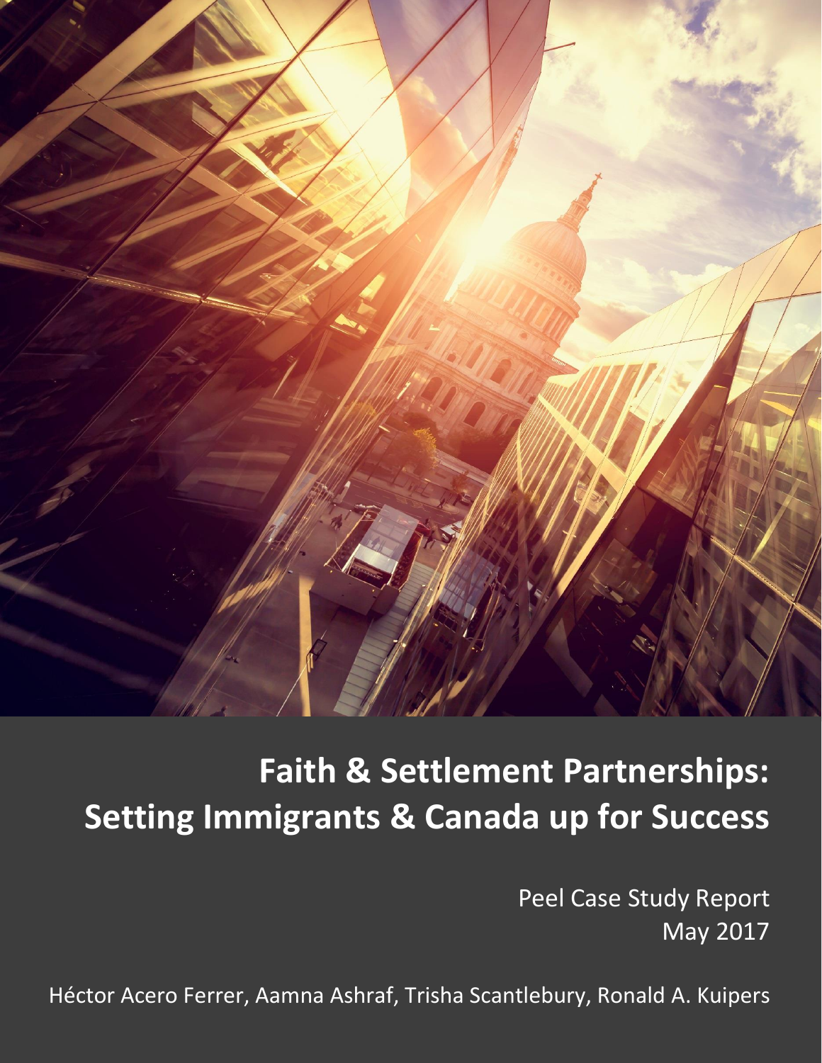# Faith & Settlement Partnerships: Setting Immigrants & Canada up for Success

Peel Case Study Report
May 2017

Héctor Acero Ferrer, Aamna Ashraf, Trisha Scantlebury, Ronald A. Kuipers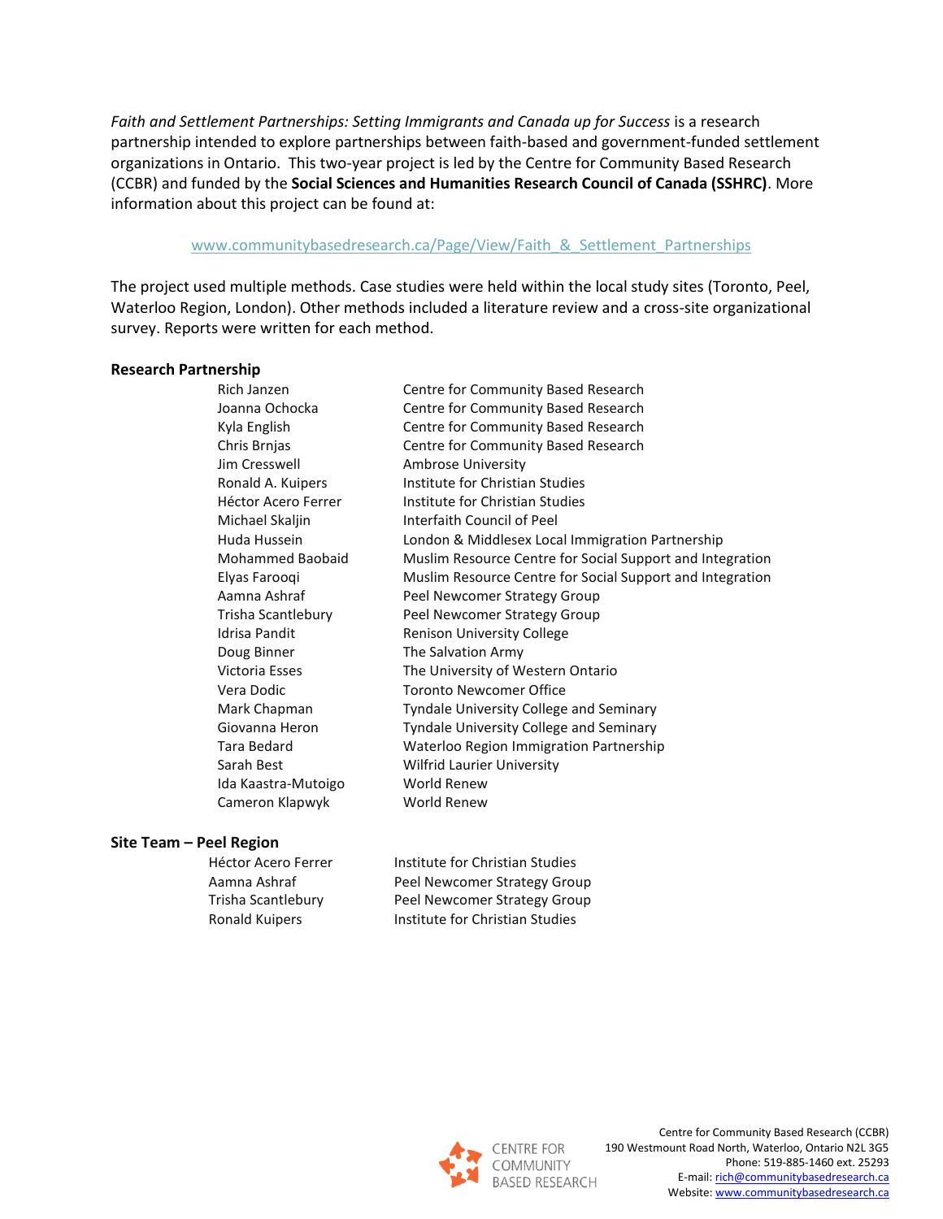*Faith and Settlement Partnerships: Setting Immigrants and Canada up for Success* is a research partnership intended to explore partnerships between faith-based and government-funded settlement organizations in Ontario. This two-year project is led by the Centre for Community Based Research (CCBR) and funded by the **Social Sciences and Humanities Research Council of Canada (SSHRC)**. More information about this project can be found at:

www.communitybasedresearch.ca/Page/View/Faith_&_Settlement_Partnerships

The project used multiple methods. Case studies were held within the local study sites (Toronto, Peel, Waterloo Region, London). Other methods included a literature review and a cross-site organizational survey. Reports were written for each method.

**Research Partnership**

| | |
|---|---|
| Rich Janzen | Centre for Community Based Research |
| Joanna Ochocka | Centre for Community Based Research |
| Kyla English | Centre for Community Based Research |
| Chris Brnjas | Centre for Community Based Research |
| Jim Cresswell | Ambrose University |
| Ronald A. Kuipers | Institute for Christian Studies |
| Héctor Acero Ferrer | Institute for Christian Studies |
| Michael Skaljin | Interfaith Council of Peel |
| Huda Hussein | London & Middlesex Local Immigration Partnership |
| Mohammed Baobaid | Muslim Resource Centre for Social Support and Integration |
| Elyas Farooqi | Muslim Resource Centre for Social Support and Integration |
| Aamna Ashraf | Peel Newcomer Strategy Group |
| Trisha Scantlebury | Peel Newcomer Strategy Group |
| Idrisa Pandit | Renison University College |
| Doug Binner | The Salvation Army |
| Victoria Esses | The University of Western Ontario |
| Vera Dodic | Toronto Newcomer Office |
| Mark Chapman | Tyndale University College and Seminary |
| Giovanna Heron | Tyndale University College and Seminary |
| Tara Bedard | Waterloo Region Immigration Partnership |
| Sarah Best | Wilfrid Laurier University |
| Ida Kaastra-Mutoigo | World Renew |
| Cameron Klapwyk | World Renew |

**Site Team – Peel Region**

| | |
|---|---|
| Héctor Acero Ferrer | Institute for Christian Studies |
| Aamna Ashraf | Peel Newcomer Strategy Group |
| Trisha Scantlebury | Peel Newcomer Strategy Group |
| Ronald Kuipers | Institute for Christian Studies |

CENTRE FOR COMMUNITY BASED RESEARCH

Centre for Community Based Research (CCBR)
190 Westmount Road North, Waterloo, Ontario N2L 3G5
Phone: 519-885-1460 ext. 25293
E-mail: rich@communitybasedresearch.ca
Website: www.communitybasedresearch.ca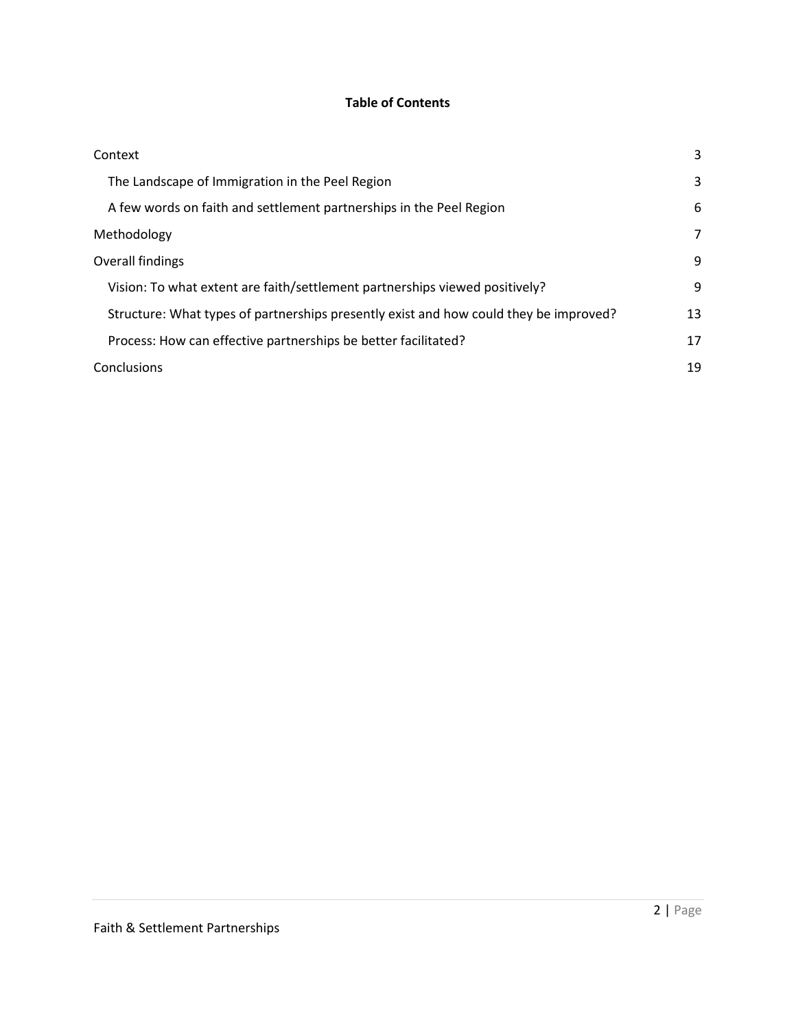**Table of Contents**

| | |
|---|---|
| Context | 3 |
| The Landscape of Immigration in the Peel Region | 3 |
| A few words on faith and settlement partnerships in the Peel Region | 6 |
| Methodology | 7 |
| Overall findings | 9 |
| Vision: To what extent are faith/settlement partnerships viewed positively? | 9 |
| Structure: What types of partnerships presently exist and how could they be improved? | 13 |
| Process: How can effective partnerships be better facilitated? | 17 |
| Conclusions | 19 |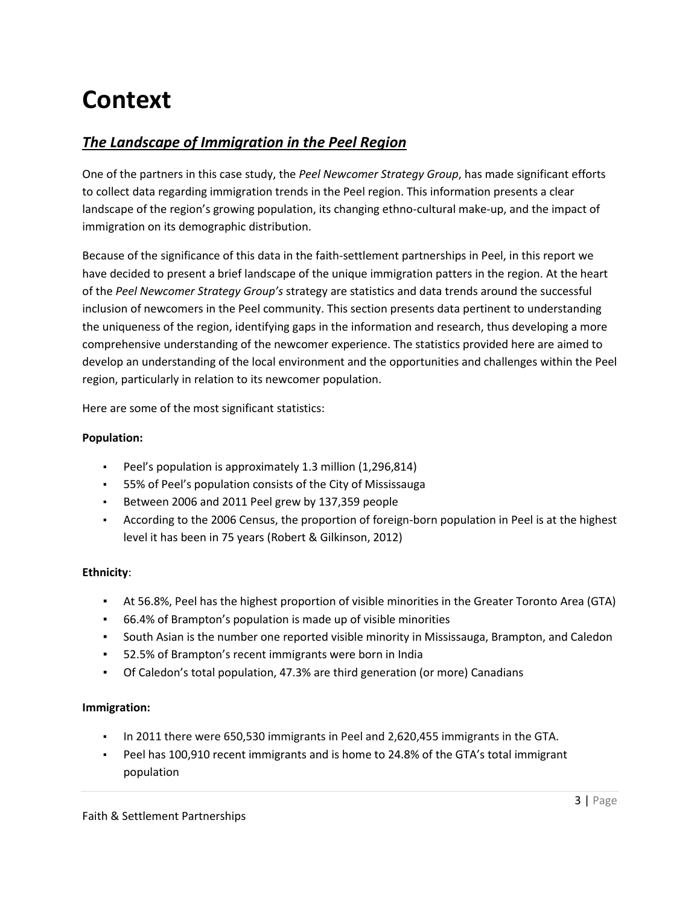# Context

## ***The Landscape of Immigration in the Peel Region***

One of the partners in this case study, the *Peel Newcomer Strategy Group*, has made significant efforts to collect data regarding immigration trends in the Peel region. This information presents a clear landscape of the region's growing population, its changing ethno-cultural make-up, and the impact of immigration on its demographic distribution.

Because of the significance of this data in the faith-settlement partnerships in Peel, in this report we have decided to present a brief landscape of the unique immigration patters in the region. At the heart of the *Peel Newcomer Strategy Group's* strategy are statistics and data trends around the successful inclusion of newcomers in the Peel community. This section presents data pertinent to understanding the uniqueness of the region, identifying gaps in the information and research, thus developing a more comprehensive understanding of the newcomer experience. The statistics provided here are aimed to develop an understanding of the local environment and the opportunities and challenges within the Peel region, particularly in relation to its newcomer population.

Here are some of the most significant statistics:

**Population:**

- Peel's population is approximately 1.3 million (1,296,814)
- 55% of Peel's population consists of the City of Mississauga
- Between 2006 and 2011 Peel grew by 137,359 people
- According to the 2006 Census, the proportion of foreign-born population in Peel is at the highest level it has been in 75 years (Robert & Gilkinson, 2012)

**Ethnicity**:

- At 56.8%, Peel has the highest proportion of visible minorities in the Greater Toronto Area (GTA)
- 66.4% of Brampton's population is made up of visible minorities
- South Asian is the number one reported visible minority in Mississauga, Brampton, and Caledon
- 52.5% of Brampton's recent immigrants were born in India
- Of Caledon's total population, 47.3% are third generation (or more) Canadians

**Immigration:**

- In 2011 there were 650,530 immigrants in Peel and 2,620,455 immigrants in the GTA.
- Peel has 100,910 recent immigrants and is home to 24.8% of the GTA's total immigrant population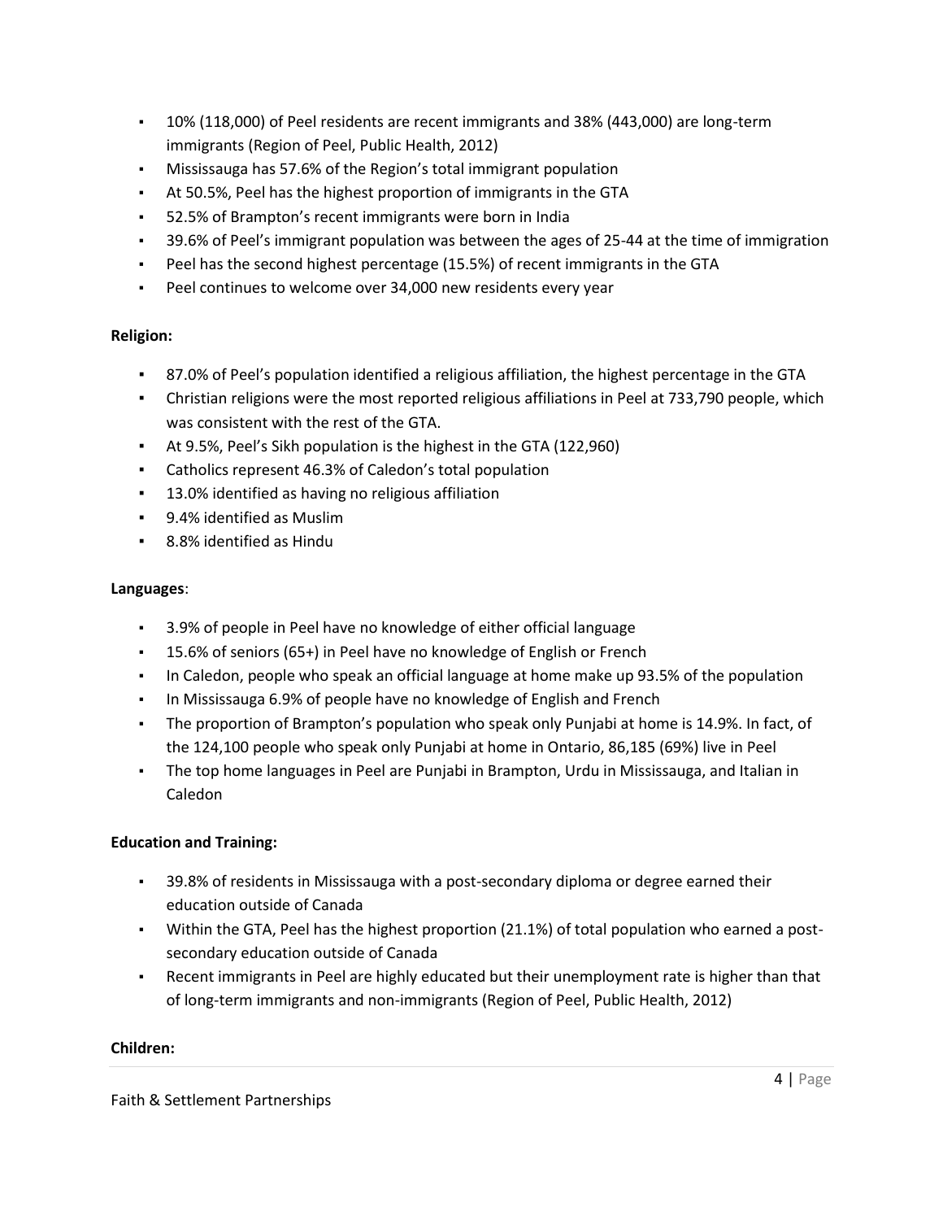- 10% (118,000) of Peel residents are recent immigrants and 38% (443,000) are long-term immigrants (Region of Peel, Public Health, 2012)
- Mississauga has 57.6% of the Region's total immigrant population
- At 50.5%, Peel has the highest proportion of immigrants in the GTA
- 52.5% of Brampton's recent immigrants were born in India
- 39.6% of Peel's immigrant population was between the ages of 25-44 at the time of immigration
- Peel has the second highest percentage (15.5%) of recent immigrants in the GTA
- Peel continues to welcome over 34,000 new residents every year

**Religion:**

- 87.0% of Peel's population identified a religious affiliation, the highest percentage in the GTA
- Christian religions were the most reported religious affiliations in Peel at 733,790 people, which was consistent with the rest of the GTA.
- At 9.5%, Peel's Sikh population is the highest in the GTA (122,960)
- Catholics represent 46.3% of Caledon's total population
- 13.0% identified as having no religious affiliation
- 9.4% identified as Muslim
- 8.8% identified as Hindu

**Languages**:

- 3.9% of people in Peel have no knowledge of either official language
- 15.6% of seniors (65+) in Peel have no knowledge of English or French
- In Caledon, people who speak an official language at home make up 93.5% of the population
- In Mississauga 6.9% of people have no knowledge of English and French
- The proportion of Brampton's population who speak only Punjabi at home is 14.9%. In fact, of the 124,100 people who speak only Punjabi at home in Ontario, 86,185 (69%) live in Peel
- The top home languages in Peel are Punjabi in Brampton, Urdu in Mississauga, and Italian in Caledon

**Education and Training:**

- 39.8% of residents in Mississauga with a post-secondary diploma or degree earned their education outside of Canada
- Within the GTA, Peel has the highest proportion (21.1%) of total population who earned a post-secondary education outside of Canada
- Recent immigrants in Peel are highly educated but their unemployment rate is higher than that of long-term immigrants and non-immigrants (Region of Peel, Public Health, 2012)

**Children:**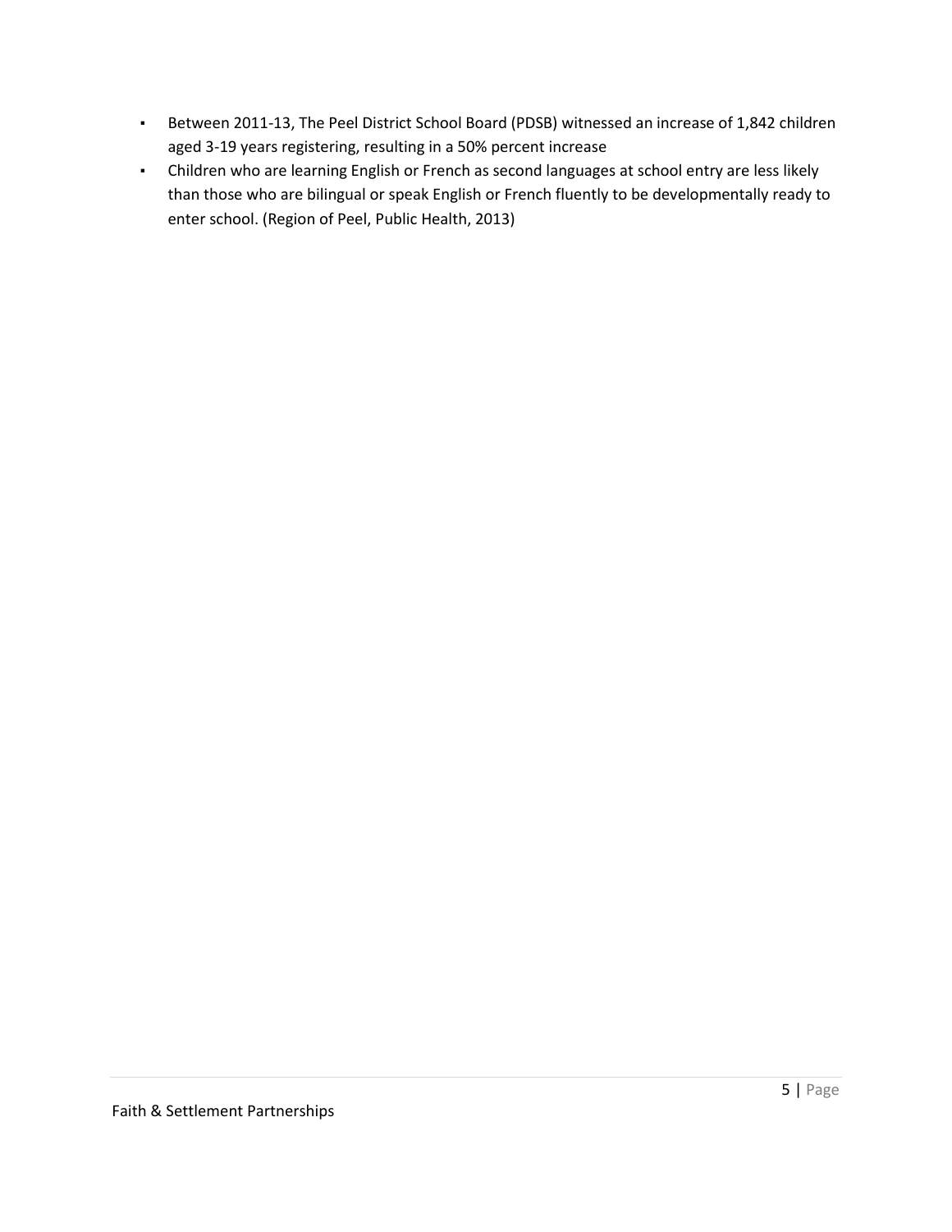- Between 2011-13, The Peel District School Board (PDSB) witnessed an increase of 1,842 children aged 3-19 years registering, resulting in a 50% percent increase
- Children who are learning English or French as second languages at school entry are less likely than those who are bilingual or speak English or French fluently to be developmentally ready to enter school. (Region of Peel, Public Health, 2013)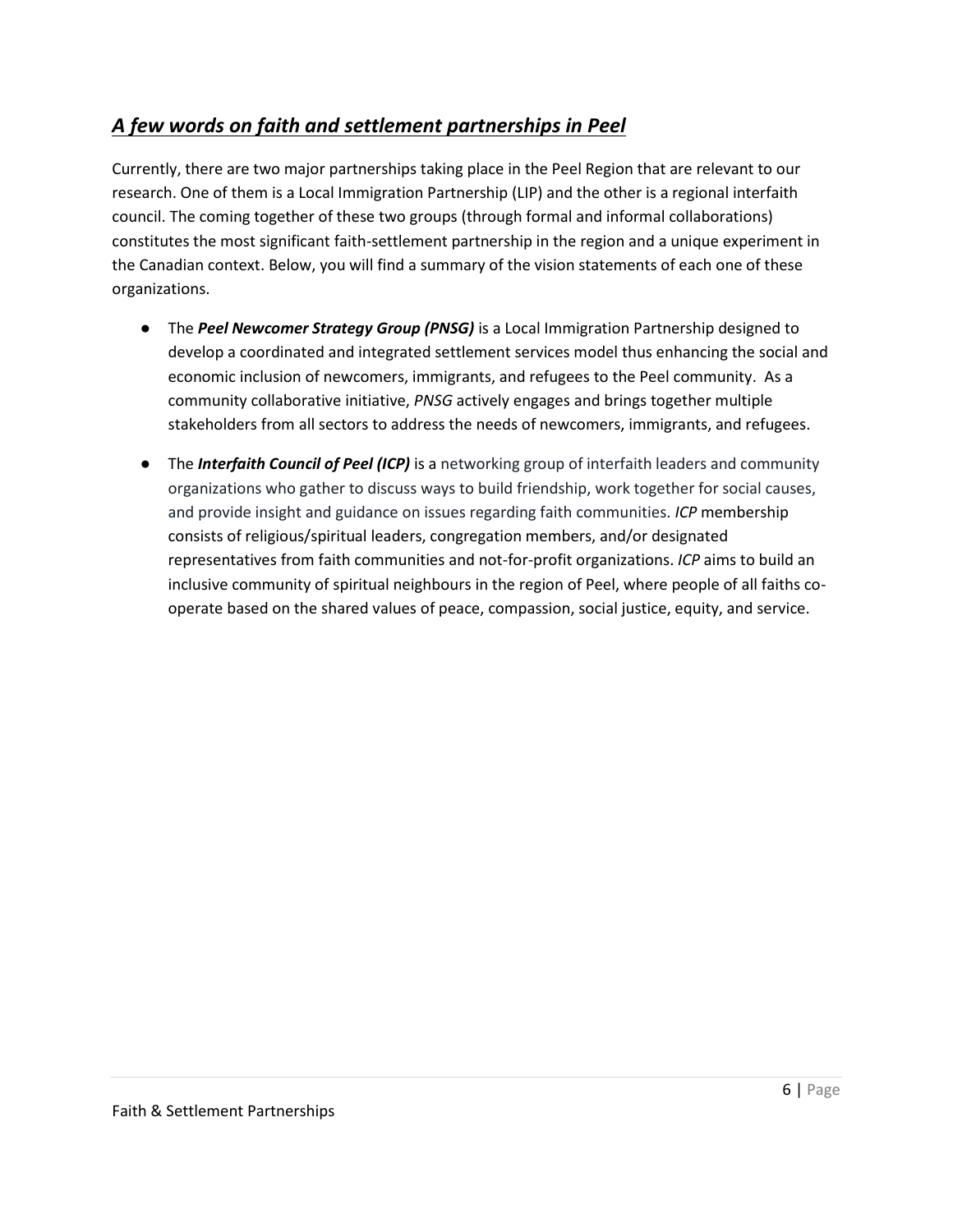## ***A few words on faith and settlement partnerships in Peel***

Currently, there are two major partnerships taking place in the Peel Region that are relevant to our research. One of them is a Local Immigration Partnership (LIP) and the other is a regional interfaith council. The coming together of these two groups (through formal and informal collaborations) constitutes the most significant faith-settlement partnership in the region and a unique experiment in the Canadian context. Below, you will find a summary of the vision statements of each one of these organizations.

- The ***Peel Newcomer Strategy Group (PNSG)*** is a Local Immigration Partnership designed to develop a coordinated and integrated settlement services model thus enhancing the social and economic inclusion of newcomers, immigrants, and refugees to the Peel community. As a community collaborative initiative, *PNSG* actively engages and brings together multiple stakeholders from all sectors to address the needs of newcomers, immigrants, and refugees.
- The ***Interfaith Council of Peel (ICP)*** is a networking group of interfaith leaders and community organizations who gather to discuss ways to build friendship, work together for social causes, and provide insight and guidance on issues regarding faith communities. *ICP* membership consists of religious/spiritual leaders, congregation members, and/or designated representatives from faith communities and not-for-profit organizations. *ICP* aims to build an inclusive community of spiritual neighbours in the region of Peel, where people of all faiths co-operate based on the shared values of peace, compassion, social justice, equity, and service.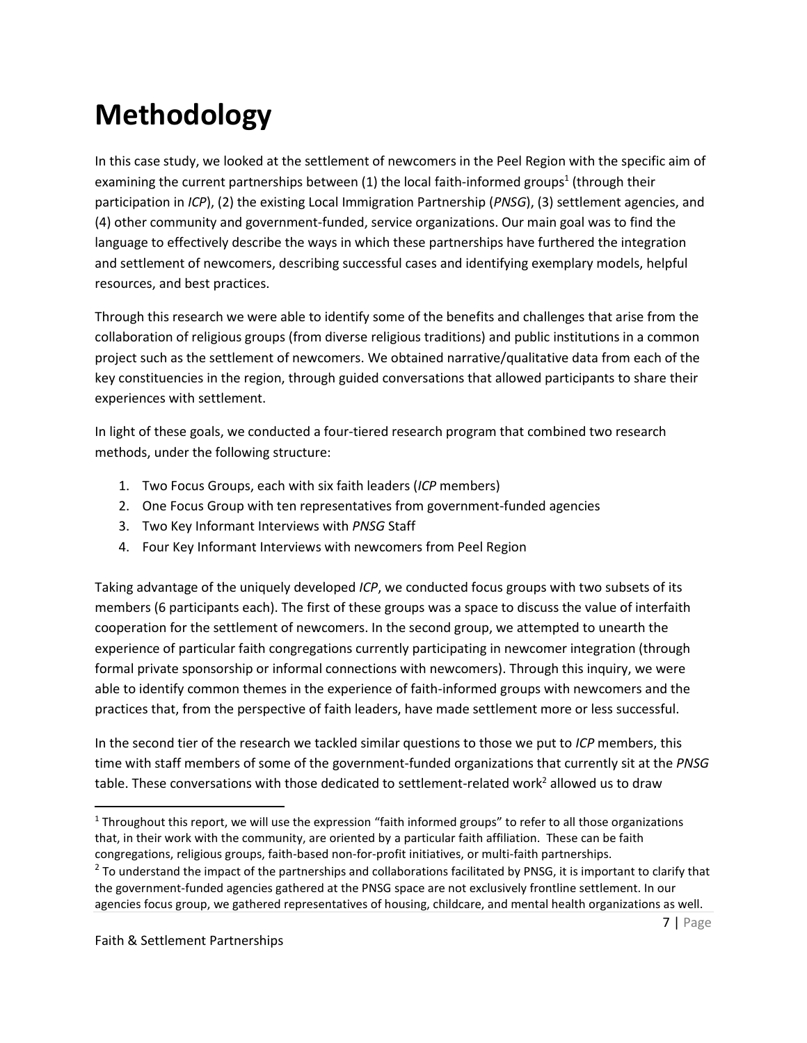# Methodology

In this case study, we looked at the settlement of newcomers in the Peel Region with the specific aim of examining the current partnerships between (1) the local faith-informed groups[1] (through their participation in *ICP*), (2) the existing Local Immigration Partnership (*PNSG*), (3) settlement agencies, and (4) other community and government-funded, service organizations. Our main goal was to find the language to effectively describe the ways in which these partnerships have furthered the integration and settlement of newcomers, describing successful cases and identifying exemplary models, helpful resources, and best practices.

Through this research we were able to identify some of the benefits and challenges that arise from the collaboration of religious groups (from diverse religious traditions) and public institutions in a common project such as the settlement of newcomers. We obtained narrative/qualitative data from each of the key constituencies in the region, through guided conversations that allowed participants to share their experiences with settlement.

In light of these goals, we conducted a four-tiered research program that combined two research methods, under the following structure:

1. Two Focus Groups, each with six faith leaders (*ICP* members)
2. One Focus Group with ten representatives from government-funded agencies
3. Two Key Informant Interviews with *PNSG* Staff
4. Four Key Informant Interviews with newcomers from Peel Region

Taking advantage of the uniquely developed *ICP*, we conducted focus groups with two subsets of its members (6 participants each). The first of these groups was a space to discuss the value of interfaith cooperation for the settlement of newcomers. In the second group, we attempted to unearth the experience of particular faith congregations currently participating in newcomer integration (through formal private sponsorship or informal connections with newcomers). Through this inquiry, we were able to identify common themes in the experience of faith-informed groups with newcomers and the practices that, from the perspective of faith leaders, have made settlement more or less successful.

In the second tier of the research we tackled similar questions to those we put to *ICP* members, this time with staff members of some of the government-funded organizations that currently sit at the *PNSG* table. These conversations with those dedicated to settlement-related work[2] allowed us to draw

---

[1] Throughout this report, we will use the expression "faith informed groups" to refer to all those organizations that, in their work with the community, are oriented by a particular faith affiliation. These can be faith congregations, religious groups, faith-based non-for-profit initiatives, or multi-faith partnerships.

[2] To understand the impact of the partnerships and collaborations facilitated by PNSG, it is important to clarify that the government-funded agencies gathered at the PNSG space are not exclusively frontline settlement. In our agencies focus group, we gathered representatives of housing, childcare, and mental health organizations as well.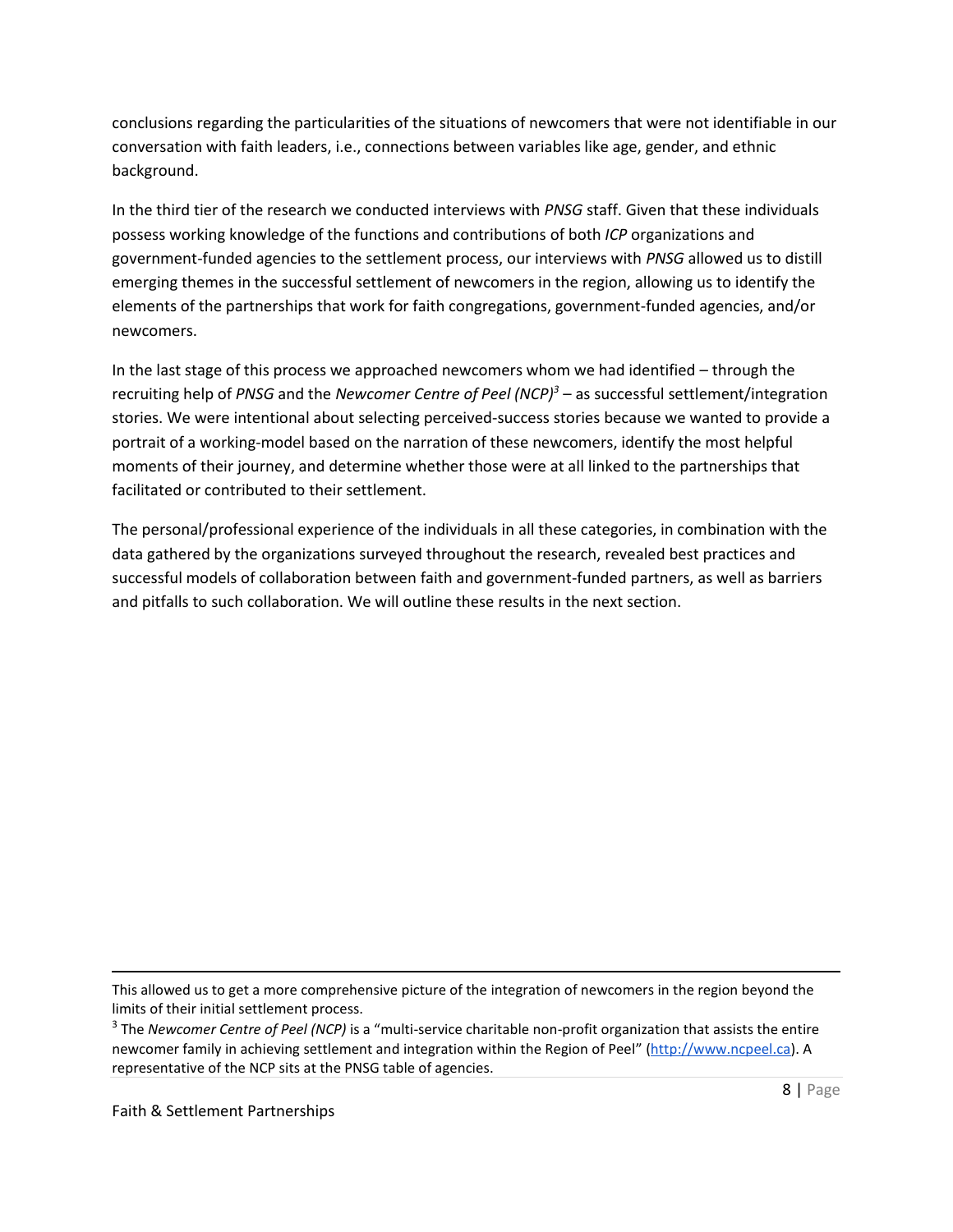conclusions regarding the particularities of the situations of newcomers that were not identifiable in our conversation with faith leaders, i.e., connections between variables like age, gender, and ethnic background.

In the third tier of the research we conducted interviews with *PNSG* staff. Given that these individuals possess working knowledge of the functions and contributions of both *ICP* organizations and government-funded agencies to the settlement process, our interviews with *PNSG* allowed us to distill emerging themes in the successful settlement of newcomers in the region, allowing us to identify the elements of the partnerships that work for faith congregations, government-funded agencies, and/or newcomers.

In the last stage of this process we approached newcomers whom we had identified – through the recruiting help of *PNSG* and the *Newcomer Centre of Peel (NCP)*[3] – as successful settlement/integration stories. We were intentional about selecting perceived-success stories because we wanted to provide a portrait of a working-model based on the narration of these newcomers, identify the most helpful moments of their journey, and determine whether those were at all linked to the partnerships that facilitated or contributed to their settlement.

The personal/professional experience of the individuals in all these categories, in combination with the data gathered by the organizations surveyed throughout the research, revealed best practices and successful models of collaboration between faith and government-funded partners, as well as barriers and pitfalls to such collaboration. We will outline these results in the next section.

---

This allowed us to get a more comprehensive picture of the integration of newcomers in the region beyond the limits of their initial settlement process.

[3] The *Newcomer Centre of Peel (NCP)* is a "multi-service charitable non-profit organization that assists the entire newcomer family in achieving settlement and integration within the Region of Peel" (http://www.ncpeel.ca). A representative of the NCP sits at the PNSG table of agencies.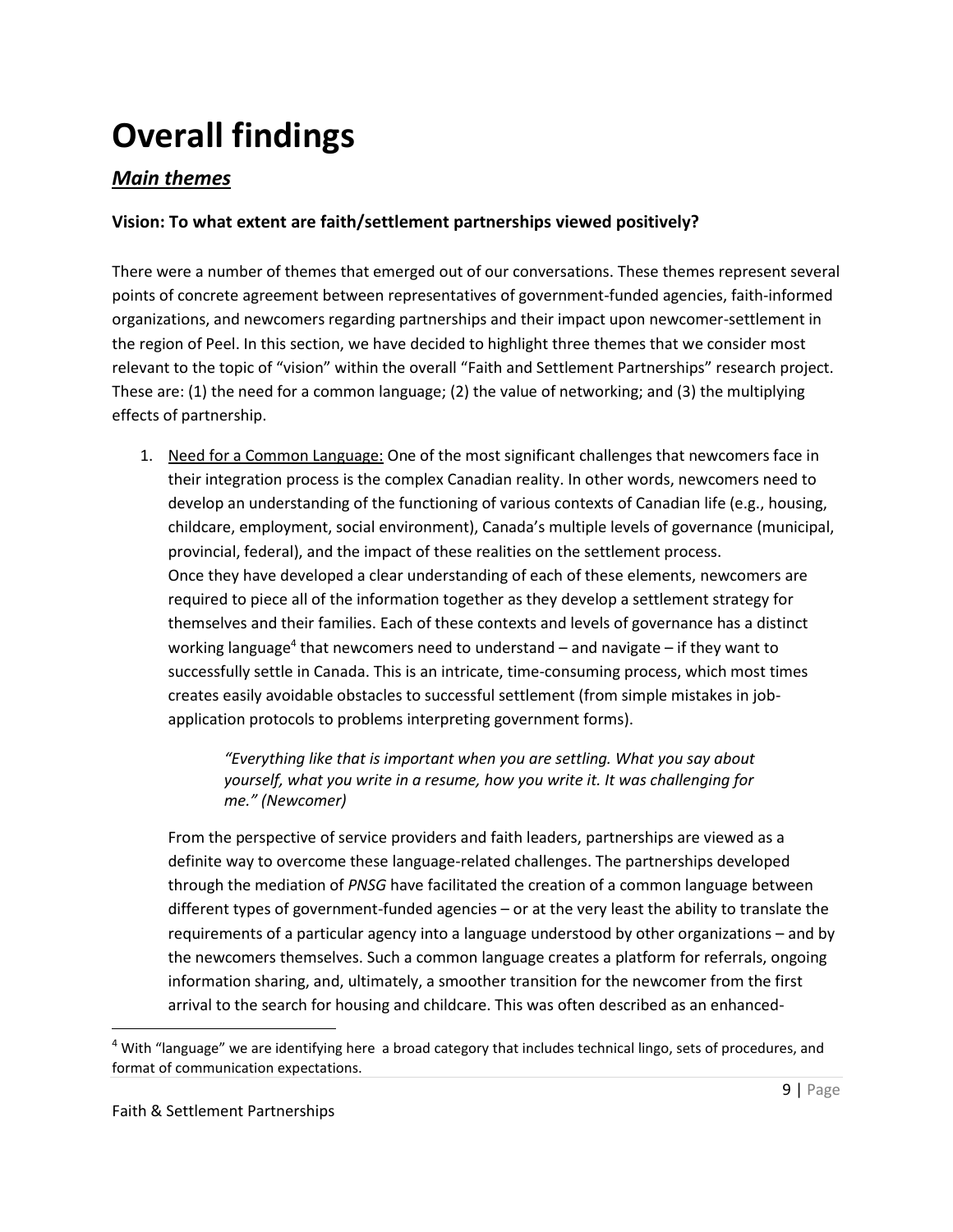# Overall findings

## ***Main themes***

### Vision: To what extent are faith/settlement partnerships viewed positively?

There were a number of themes that emerged out of our conversations. These themes represent several points of concrete agreement between representatives of government-funded agencies, faith-informed organizations, and newcomers regarding partnerships and their impact upon newcomer-settlement in the region of Peel. In this section, we have decided to highlight three themes that we consider most relevant to the topic of "vision" within the overall "Faith and Settlement Partnerships" research project. These are: (1) the need for a common language; (2) the value of networking; and (3) the multiplying effects of partnership.

1. <u>Need for a Common Language:</u> One of the most significant challenges that newcomers face in their integration process is the complex Canadian reality. In other words, newcomers need to develop an understanding of the functioning of various contexts of Canadian life (e.g., housing, childcare, employment, social environment), Canada's multiple levels of governance (municipal, provincial, federal), and the impact of these realities on the settlement process.
   Once they have developed a clear understanding of each of these elements, newcomers are required to piece all of the information together as they develop a settlement strategy for themselves and their families. Each of these contexts and levels of governance has a distinct working language[4] that newcomers need to understand – and navigate – if they want to successfully settle in Canada. This is an intricate, time-consuming process, which most times creates easily avoidable obstacles to successful settlement (from simple mistakes in job-application protocols to problems interpreting government forms).

   > *"Everything like that is important when you are settling. What you say about yourself, what you write in a resume, how you write it. It was challenging for me." (Newcomer)*

   From the perspective of service providers and faith leaders, partnerships are viewed as a definite way to overcome these language-related challenges. The partnerships developed through the mediation of *PNSG* have facilitated the creation of a common language between different types of government-funded agencies – or at the very least the ability to translate the requirements of a particular agency into a language understood by other organizations – and by the newcomers themselves. Such a common language creates a platform for referrals, ongoing information sharing, and, ultimately, a smoother transition for the newcomer from the first arrival to the search for housing and childcare. This was often described as an enhanced-

[4] With "language" we are identifying here a broad category that includes technical lingo, sets of procedures, and format of communication expectations.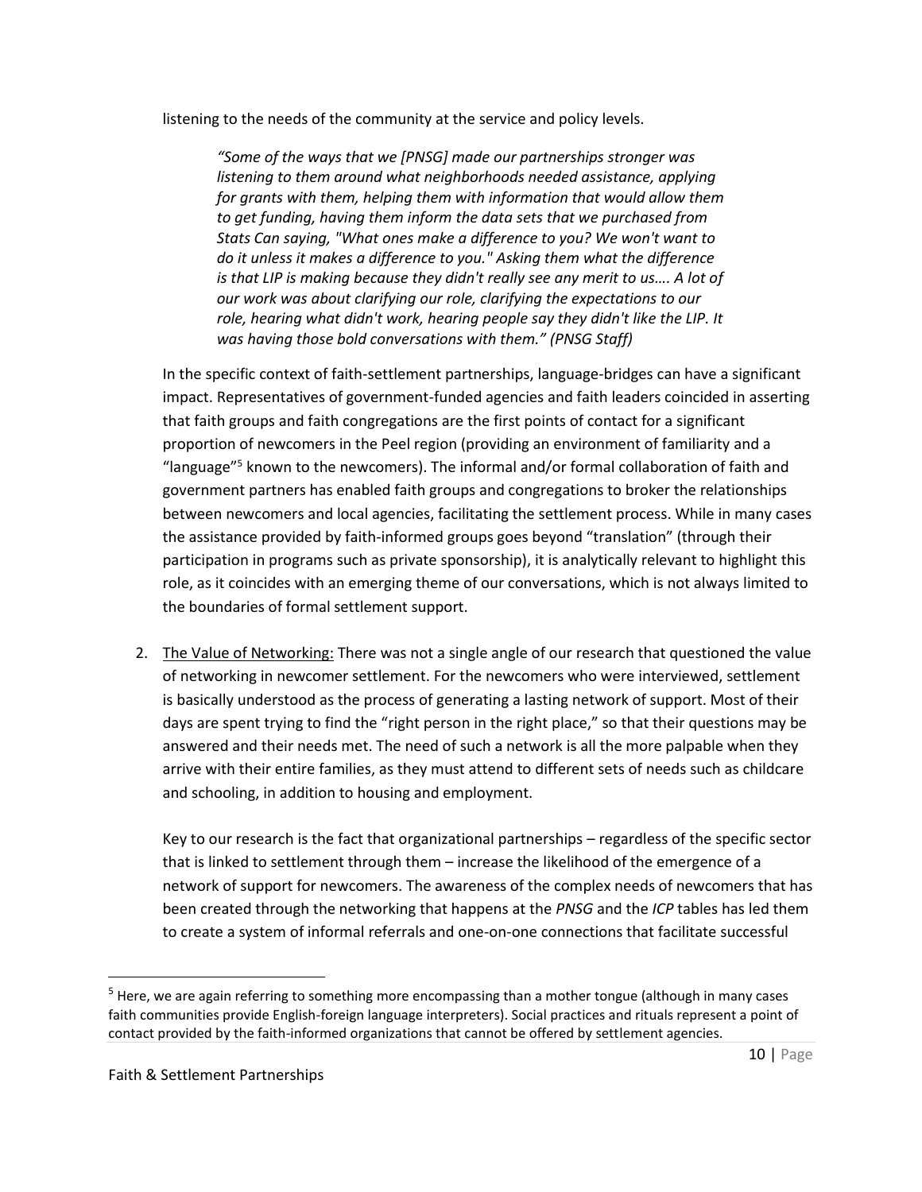listening to the needs of the community at the service and policy levels.

> *"Some of the ways that we [PNSG] made our partnerships stronger was listening to them around what neighborhoods needed assistance, applying for grants with them, helping them with information that would allow them to get funding, having them inform the data sets that we purchased from Stats Can saying, "What ones make a difference to you? We won't want to do it unless it makes a difference to you." Asking them what the difference is that LIP is making because they didn't really see any merit to us…. A lot of our work was about clarifying our role, clarifying the expectations to our role, hearing what didn't work, hearing people say they didn't like the LIP. It was having those bold conversations with them." (PNSG Staff)*

In the specific context of faith-settlement partnerships, language-bridges can have a significant impact. Representatives of government-funded agencies and faith leaders coincided in asserting that faith groups and faith congregations are the first points of contact for a significant proportion of newcomers in the Peel region (providing an environment of familiarity and a "language"[5] known to the newcomers). The informal and/or formal collaboration of faith and government partners has enabled faith groups and congregations to broker the relationships between newcomers and local agencies, facilitating the settlement process. While in many cases the assistance provided by faith-informed groups goes beyond "translation" (through their participation in programs such as private sponsorship), it is analytically relevant to highlight this role, as it coincides with an emerging theme of our conversations, which is not always limited to the boundaries of formal settlement support.

2. <u>The Value of Networking:</u> There was not a single angle of our research that questioned the value of networking in newcomer settlement. For the newcomers who were interviewed, settlement is basically understood as the process of generating a lasting network of support. Most of their days are spent trying to find the "right person in the right place," so that their questions may be answered and their needs met. The need of such a network is all the more palpable when they arrive with their entire families, as they must attend to different sets of needs such as childcare and schooling, in addition to housing and employment.

   Key to our research is the fact that organizational partnerships – regardless of the specific sector that is linked to settlement through them – increase the likelihood of the emergence of a network of support for newcomers. The awareness of the complex needs of newcomers that has been created through the networking that happens at the *PNSG* and the *ICP* tables has led them to create a system of informal referrals and one-on-one connections that facilitate successful

[5] Here, we are again referring to something more encompassing than a mother tongue (although in many cases faith communities provide English-foreign language interpreters). Social practices and rituals represent a point of contact provided by the faith-informed organizations that cannot be offered by settlement agencies.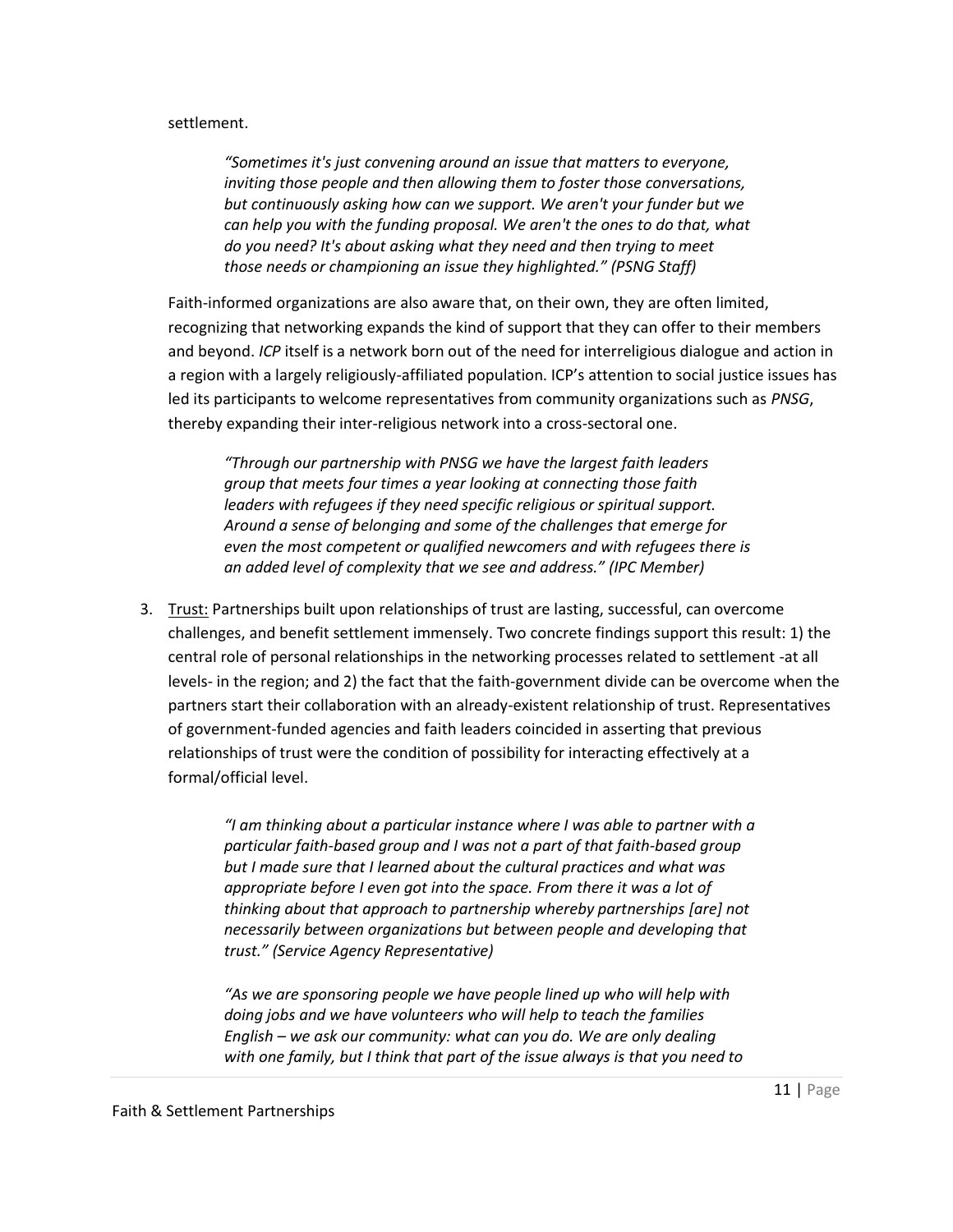settlement.

> *"Sometimes it's just convening around an issue that matters to everyone, inviting those people and then allowing them to foster those conversations, but continuously asking how can we support. We aren't your funder but we can help you with the funding proposal. We aren't the ones to do that, what do you need? It's about asking what they need and then trying to meet those needs or championing an issue they highlighted." (PSNG Staff)*

Faith-informed organizations are also aware that, on their own, they are often limited, recognizing that networking expands the kind of support that they can offer to their members and beyond. *ICP* itself is a network born out of the need for interreligious dialogue and action in a region with a largely religiously-affiliated population. ICP's attention to social justice issues has led its participants to welcome representatives from community organizations such as *PNSG*, thereby expanding their inter-religious network into a cross-sectoral one.

> *"Through our partnership with PNSG we have the largest faith leaders group that meets four times a year looking at connecting those faith leaders with refugees if they need specific religious or spiritual support. Around a sense of belonging and some of the challenges that emerge for even the most competent or qualified newcomers and with refugees there is an added level of complexity that we see and address." (IPC Member)*

3. Trust: Partnerships built upon relationships of trust are lasting, successful, can overcome challenges, and benefit settlement immensely. Two concrete findings support this result: 1) the central role of personal relationships in the networking processes related to settlement -at all levels- in the region; and 2) the fact that the faith-government divide can be overcome when the partners start their collaboration with an already-existent relationship of trust. Representatives of government-funded agencies and faith leaders coincided in asserting that previous relationships of trust were the condition of possibility for interacting effectively at a formal/official level.

> *"I am thinking about a particular instance where I was able to partner with a particular faith-based group and I was not a part of that faith-based group but I made sure that I learned about the cultural practices and what was appropriate before I even got into the space. From there it was a lot of thinking about that approach to partnership whereby partnerships [are] not necessarily between organizations but between people and developing that trust." (Service Agency Representative)*

> *"As we are sponsoring people we have people lined up who will help with doing jobs and we have volunteers who will help to teach the families English – we ask our community: what can you do. We are only dealing with one family, but I think that part of the issue always is that you need to*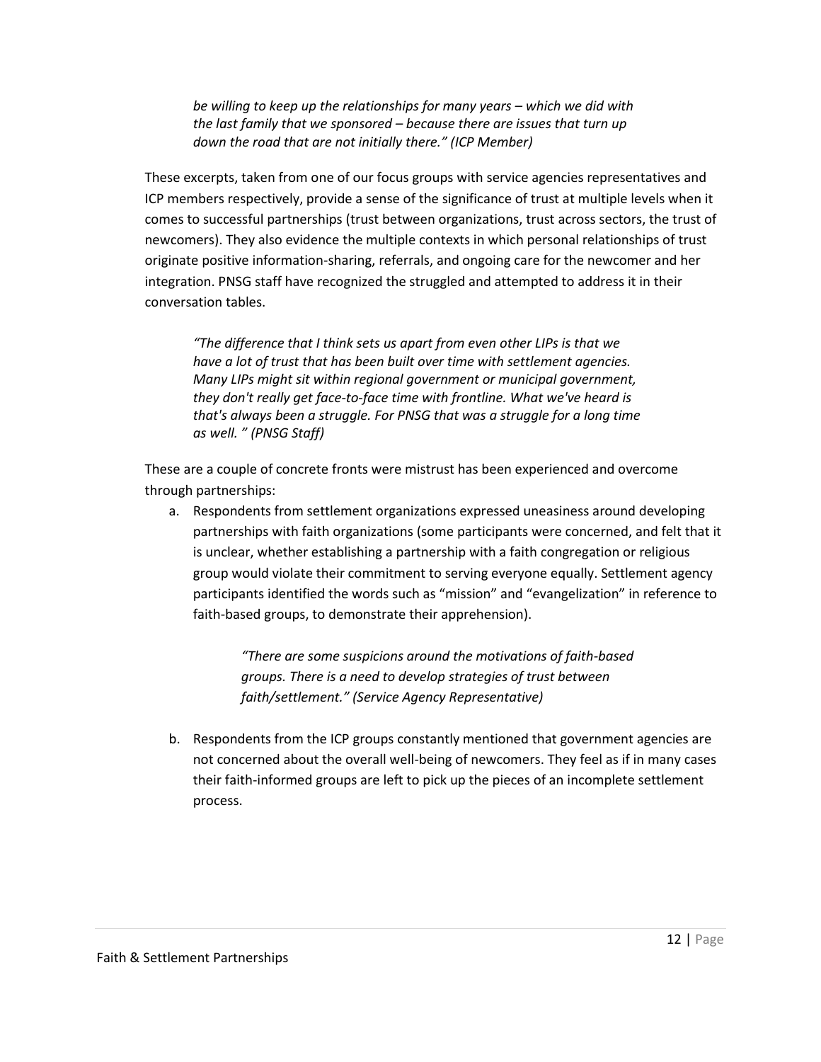> *be willing to keep up the relationships for many years – which we did with the last family that we sponsored – because there are issues that turn up down the road that are not initially there." (ICP Member)*

These excerpts, taken from one of our focus groups with service agencies representatives and ICP members respectively, provide a sense of the significance of trust at multiple levels when it comes to successful partnerships (trust between organizations, trust across sectors, the trust of newcomers). They also evidence the multiple contexts in which personal relationships of trust originate positive information-sharing, referrals, and ongoing care for the newcomer and her integration. PNSG staff have recognized the struggled and attempted to address it in their conversation tables.

> *"The difference that I think sets us apart from even other LIPs is that we have a lot of trust that has been built over time with settlement agencies. Many LIPs might sit within regional government or municipal government, they don't really get face-to-face time with frontline. What we've heard is that's always been a struggle. For PNSG that was a struggle for a long time as well. " (PNSG Staff)*

These are a couple of concrete fronts were mistrust has been experienced and overcome through partnerships:

a. Respondents from settlement organizations expressed uneasiness around developing partnerships with faith organizations (some participants were concerned, and felt that it is unclear, whether establishing a partnership with a faith congregation or religious group would violate their commitment to serving everyone equally. Settlement agency participants identified the words such as "mission" and "evangelization" in reference to faith-based groups, to demonstrate their apprehension).

> *"There are some suspicions around the motivations of faith-based groups. There is a need to develop strategies of trust between faith/settlement." (Service Agency Representative)*

b. Respondents from the ICP groups constantly mentioned that government agencies are not concerned about the overall well-being of newcomers. They feel as if in many cases their faith-informed groups are left to pick up the pieces of an incomplete settlement process.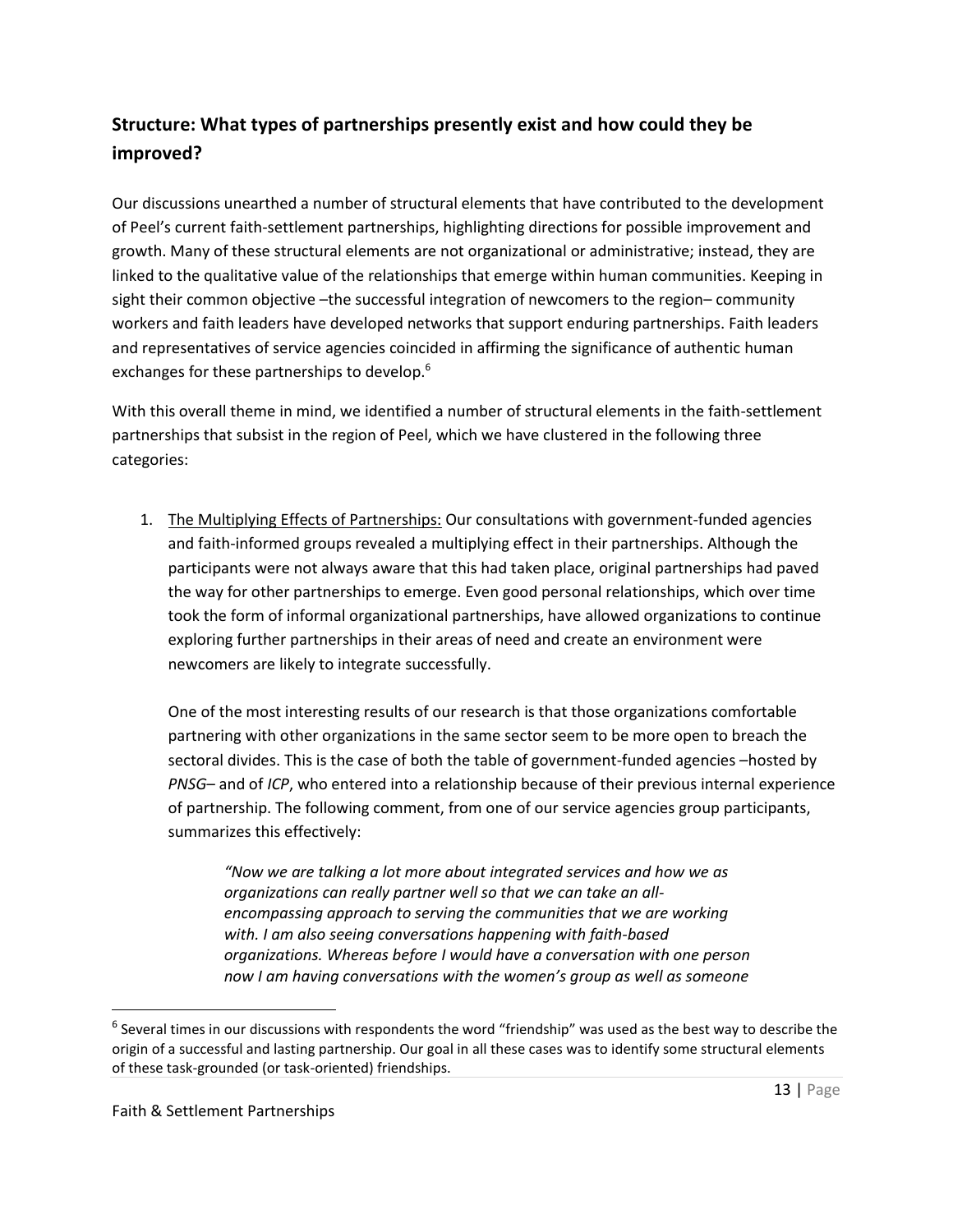## Structure: What types of partnerships presently exist and how could they be improved?

Our discussions unearthed a number of structural elements that have contributed to the development of Peel's current faith-settlement partnerships, highlighting directions for possible improvement and growth. Many of these structural elements are not organizational or administrative; instead, they are linked to the qualitative value of the relationships that emerge within human communities. Keeping in sight their common objective –the successful integration of newcomers to the region– community workers and faith leaders have developed networks that support enduring partnerships. Faith leaders and representatives of service agencies coincided in affirming the significance of authentic human exchanges for these partnerships to develop.[6]

With this overall theme in mind, we identified a number of structural elements in the faith-settlement partnerships that subsist in the region of Peel, which we have clustered in the following three categories:

1. <u>The Multiplying Effects of Partnerships:</u> Our consultations with government-funded agencies and faith-informed groups revealed a multiplying effect in their partnerships. Although the participants were not always aware that this had taken place, original partnerships had paved the way for other partnerships to emerge. Even good personal relationships, which over time took the form of informal organizational partnerships, have allowed organizations to continue exploring further partnerships in their areas of need and create an environment were newcomers are likely to integrate successfully.

   One of the most interesting results of our research is that those organizations comfortable partnering with other organizations in the same sector seem to be more open to breach the sectoral divides. This is the case of both the table of government-funded agencies –hosted by *PNSG*– and of *ICP*, who entered into a relationship because of their previous internal experience of partnership. The following comment, from one of our service agencies group participants, summarizes this effectively:

   > *"Now we are talking a lot more about integrated services and how we as organizations can really partner well so that we can take an all-encompassing approach to serving the communities that we are working with. I am also seeing conversations happening with faith-based organizations. Whereas before I would have a conversation with one person now I am having conversations with the women's group as well as someone*

[6] Several times in our discussions with respondents the word "friendship" was used as the best way to describe the origin of a successful and lasting partnership. Our goal in all these cases was to identify some structural elements of these task-grounded (or task-oriented) friendships.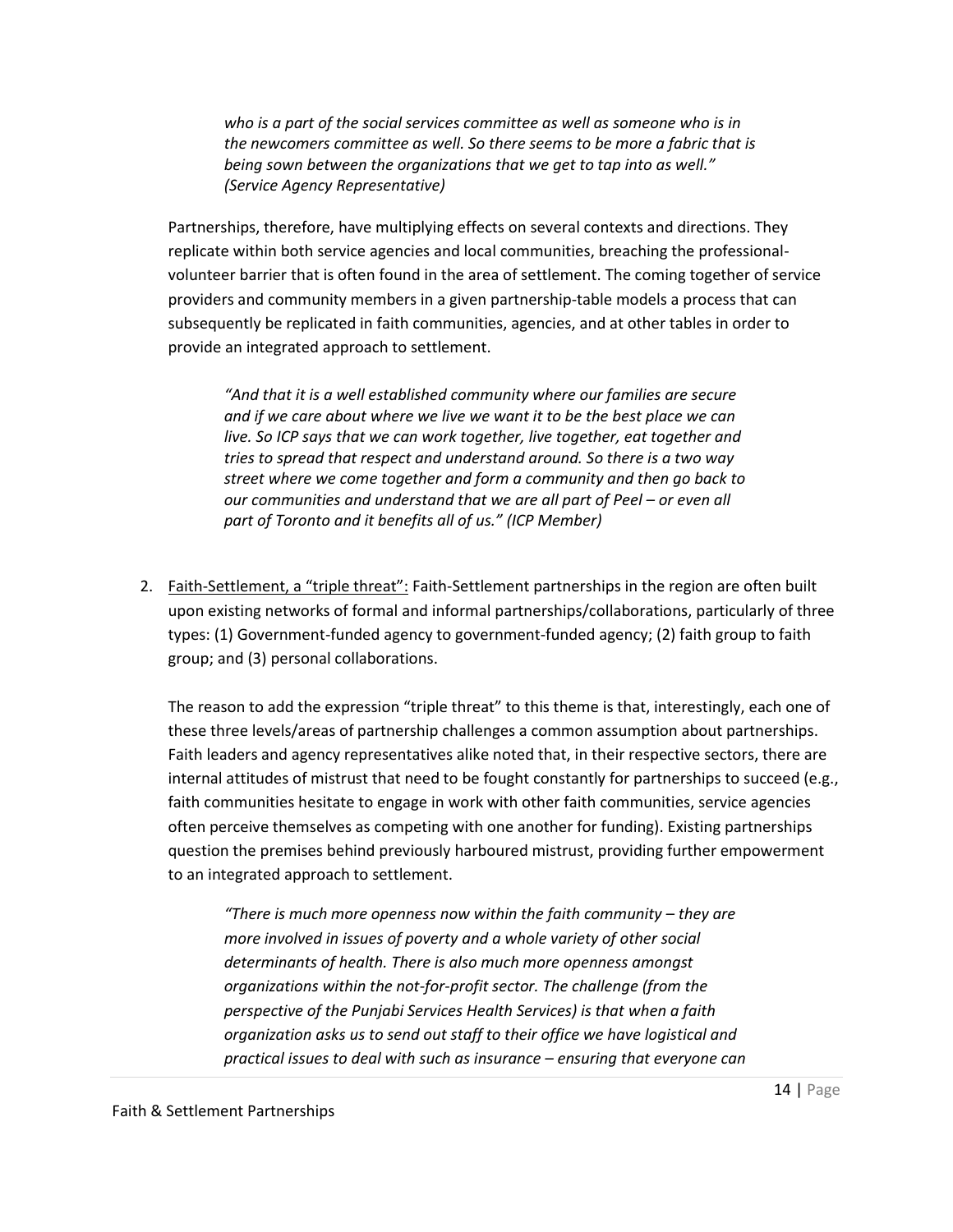> *who is a part of the social services committee as well as someone who is in the newcomers committee as well. So there seems to be more a fabric that is being sown between the organizations that we get to tap into as well." (Service Agency Representative)*

Partnerships, therefore, have multiplying effects on several contexts and directions. They replicate within both service agencies and local communities, breaching the professional-volunteer barrier that is often found in the area of settlement. The coming together of service providers and community members in a given partnership-table models a process that can subsequently be replicated in faith communities, agencies, and at other tables in order to provide an integrated approach to settlement.

> *"And that it is a well established community where our families are secure and if we care about where we live we want it to be the best place we can live. So ICP says that we can work together, live together, eat together and tries to spread that respect and understand around. So there is a two way street where we come together and form a community and then go back to our communities and understand that we are all part of Peel – or even all part of Toronto and it benefits all of us." (ICP Member)*

2. <u>Faith-Settlement, a "triple threat":</u> Faith-Settlement partnerships in the region are often built upon existing networks of formal and informal partnerships/collaborations, particularly of three types: (1) Government-funded agency to government-funded agency; (2) faith group to faith group; and (3) personal collaborations.

   The reason to add the expression "triple threat" to this theme is that, interestingly, each one of these three levels/areas of partnership challenges a common assumption about partnerships. Faith leaders and agency representatives alike noted that, in their respective sectors, there are internal attitudes of mistrust that need to be fought constantly for partnerships to succeed (e.g., faith communities hesitate to engage in work with other faith communities, service agencies often perceive themselves as competing with one another for funding). Existing partnerships question the premises behind previously harboured mistrust, providing further empowerment to an integrated approach to settlement.

   > *"There is much more openness now within the faith community – they are more involved in issues of poverty and a whole variety of other social determinants of health. There is also much more openness amongst organizations within the not-for-profit sector. The challenge (from the perspective of the Punjabi Services Health Services) is that when a faith organization asks us to send out staff to their office we have logistical and practical issues to deal with such as insurance – ensuring that everyone can*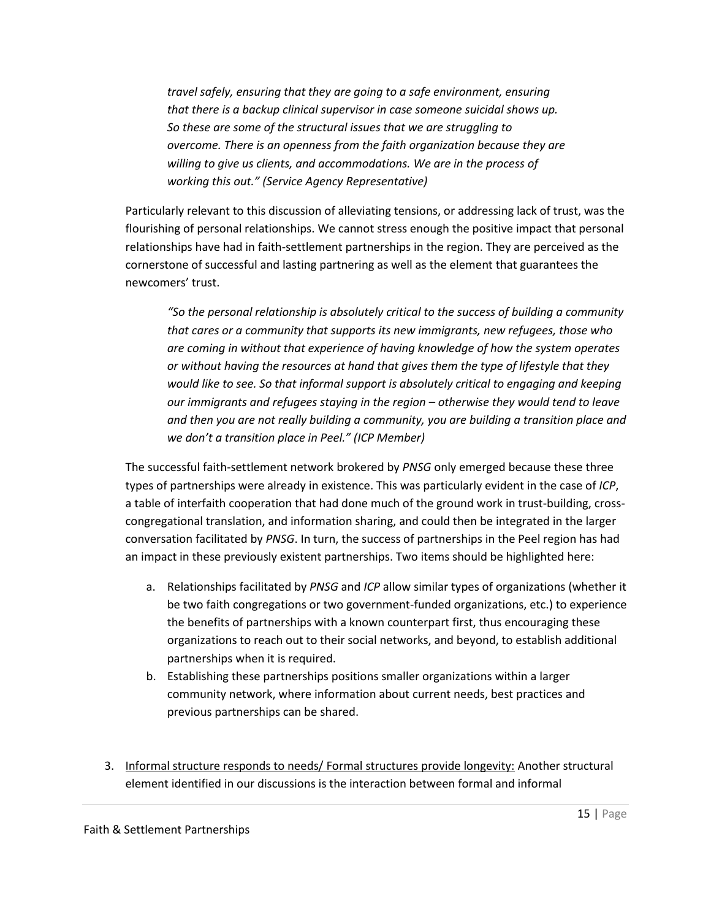*travel safely, ensuring that they are going to a safe environment, ensuring that there is a backup clinical supervisor in case someone suicidal shows up. So these are some of the structural issues that we are struggling to overcome. There is an openness from the faith organization because they are willing to give us clients, and accommodations. We are in the process of working this out." (Service Agency Representative)*

Particularly relevant to this discussion of alleviating tensions, or addressing lack of trust, was the flourishing of personal relationships. We cannot stress enough the positive impact that personal relationships have had in faith-settlement partnerships in the region. They are perceived as the cornerstone of successful and lasting partnering as well as the element that guarantees the newcomers' trust.

> *"So the personal relationship is absolutely critical to the success of building a community that cares or a community that supports its new immigrants, new refugees, those who are coming in without that experience of having knowledge of how the system operates or without having the resources at hand that gives them the type of lifestyle that they would like to see. So that informal support is absolutely critical to engaging and keeping our immigrants and refugees staying in the region – otherwise they would tend to leave and then you are not really building a community, you are building a transition place and we don't a transition place in Peel." (ICP Member)*

The successful faith-settlement network brokered by *PNSG* only emerged because these three types of partnerships were already in existence. This was particularly evident in the case of *ICP*, a table of interfaith cooperation that had done much of the ground work in trust-building, cross-congregational translation, and information sharing, and could then be integrated in the larger conversation facilitated by *PNSG*. In turn, the success of partnerships in the Peel region has had an impact in these previously existent partnerships. Two items should be highlighted here:

a. Relationships facilitated by *PNSG* and *ICP* allow similar types of organizations (whether it be two faith congregations or two government-funded organizations, etc.) to experience the benefits of partnerships with a known counterpart first, thus encouraging these organizations to reach out to their social networks, and beyond, to establish additional partnerships when it is required.
b. Establishing these partnerships positions smaller organizations within a larger community network, where information about current needs, best practices and previous partnerships can be shared.

3. <u>Informal structure responds to needs/ Formal structures provide longevity:</u> Another structural element identified in our discussions is the interaction between formal and informal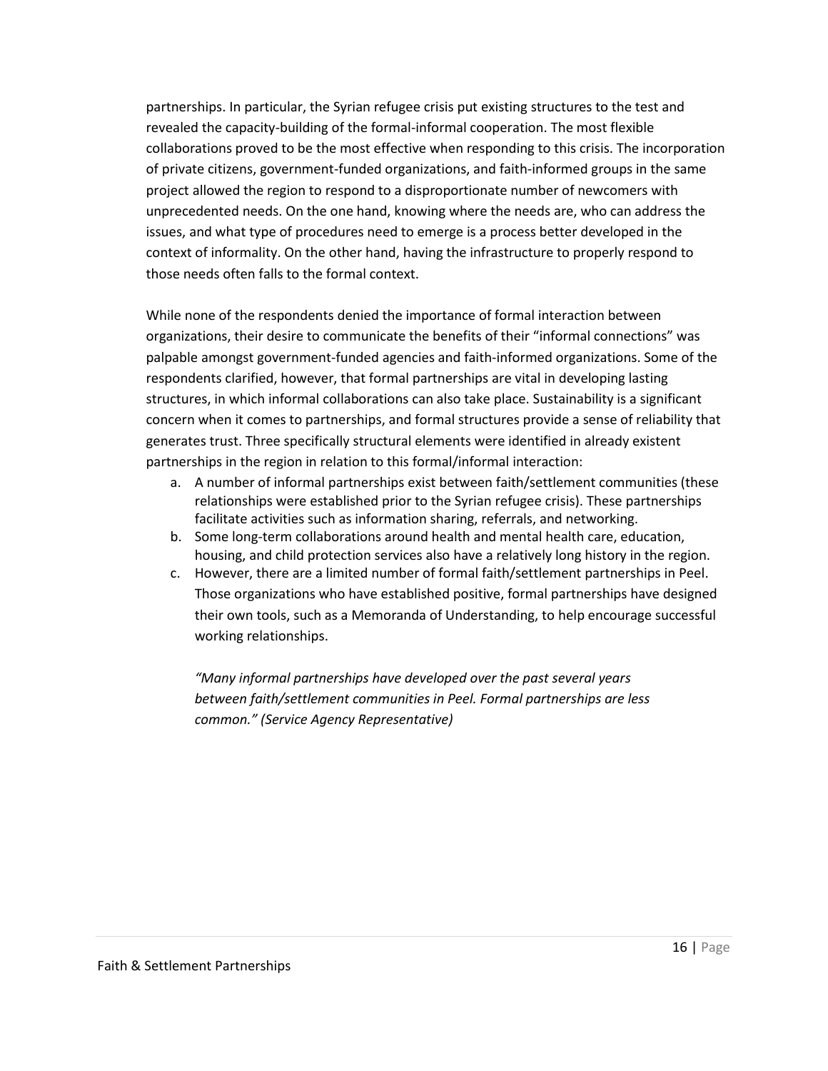partnerships. In particular, the Syrian refugee crisis put existing structures to the test and revealed the capacity-building of the formal-informal cooperation. The most flexible collaborations proved to be the most effective when responding to this crisis. The incorporation of private citizens, government-funded organizations, and faith-informed groups in the same project allowed the region to respond to a disproportionate number of newcomers with unprecedented needs. On the one hand, knowing where the needs are, who can address the issues, and what type of procedures need to emerge is a process better developed in the context of informality. On the other hand, having the infrastructure to properly respond to those needs often falls to the formal context.

While none of the respondents denied the importance of formal interaction between organizations, their desire to communicate the benefits of their "informal connections" was palpable amongst government-funded agencies and faith-informed organizations. Some of the respondents clarified, however, that formal partnerships are vital in developing lasting structures, in which informal collaborations can also take place. Sustainability is a significant concern when it comes to partnerships, and formal structures provide a sense of reliability that generates trust. Three specifically structural elements were identified in already existent partnerships in the region in relation to this formal/informal interaction:

a. A number of informal partnerships exist between faith/settlement communities (these relationships were established prior to the Syrian refugee crisis). These partnerships facilitate activities such as information sharing, referrals, and networking.
b. Some long-term collaborations around health and mental health care, education, housing, and child protection services also have a relatively long history in the region.
c. However, there are a limited number of formal faith/settlement partnerships in Peel. Those organizations who have established positive, formal partnerships have designed their own tools, such as a Memoranda of Understanding, to help encourage successful working relationships.

   *"Many informal partnerships have developed over the past several years between faith/settlement communities in Peel. Formal partnerships are less common." (Service Agency Representative)*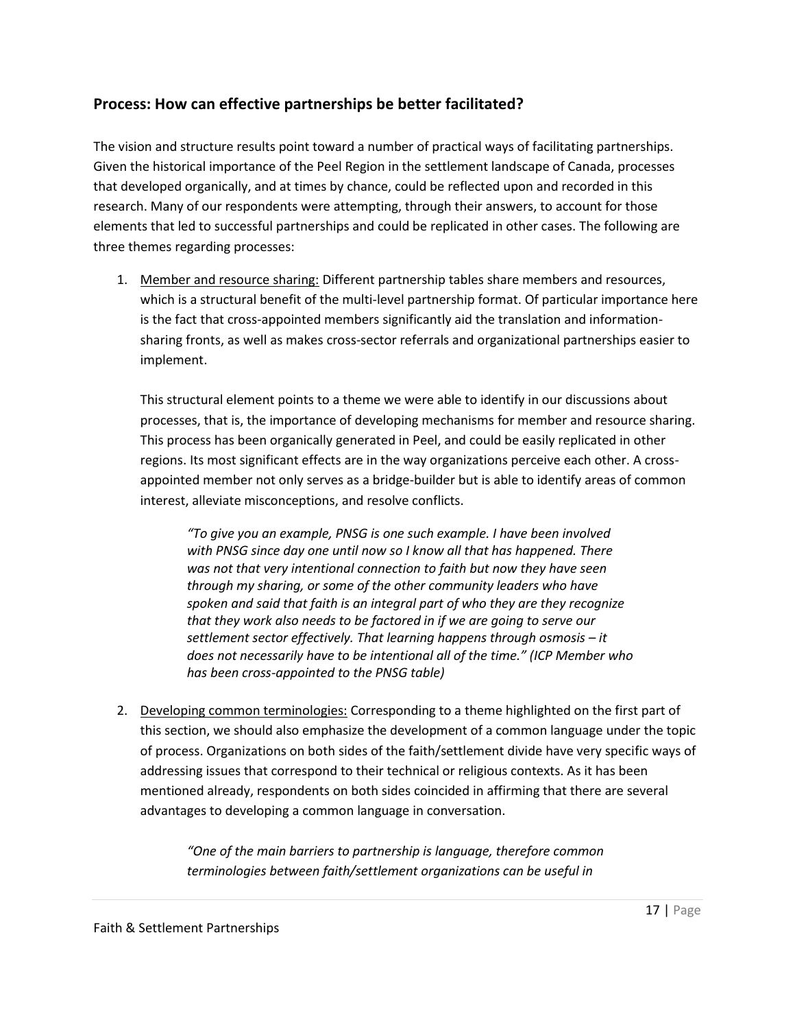## Process: How can effective partnerships be better facilitated?

The vision and structure results point toward a number of practical ways of facilitating partnerships. Given the historical importance of the Peel Region in the settlement landscape of Canada, processes that developed organically, and at times by chance, could be reflected upon and recorded in this research. Many of our respondents were attempting, through their answers, to account for those elements that led to successful partnerships and could be replicated in other cases. The following are three themes regarding processes:

1. Member and resource sharing: Different partnership tables share members and resources, which is a structural benefit of the multi-level partnership format. Of particular importance here is the fact that cross-appointed members significantly aid the translation and information-sharing fronts, as well as makes cross-sector referrals and organizational partnerships easier to implement.

   This structural element points to a theme we were able to identify in our discussions about processes, that is, the importance of developing mechanisms for member and resource sharing. This process has been organically generated in Peel, and could be easily replicated in other regions. Its most significant effects are in the way organizations perceive each other. A cross-appointed member not only serves as a bridge-builder but is able to identify areas of common interest, alleviate misconceptions, and resolve conflicts.

   > *"To give you an example, PNSG is one such example. I have been involved with PNSG since day one until now so I know all that has happened. There was not that very intentional connection to faith but now they have seen through my sharing, or some of the other community leaders who have spoken and said that faith is an integral part of who they are they recognize that they work also needs to be factored in if we are going to serve our settlement sector effectively. That learning happens through osmosis – it does not necessarily have to be intentional all of the time." (ICP Member who has been cross-appointed to the PNSG table)*

2. Developing common terminologies: Corresponding to a theme highlighted on the first part of this section, we should also emphasize the development of a common language under the topic of process. Organizations on both sides of the faith/settlement divide have very specific ways of addressing issues that correspond to their technical or religious contexts. As it has been mentioned already, respondents on both sides coincided in affirming that there are several advantages to developing a common language in conversation.

   > *"One of the main barriers to partnership is language, therefore common terminologies between faith/settlement organizations can be useful in*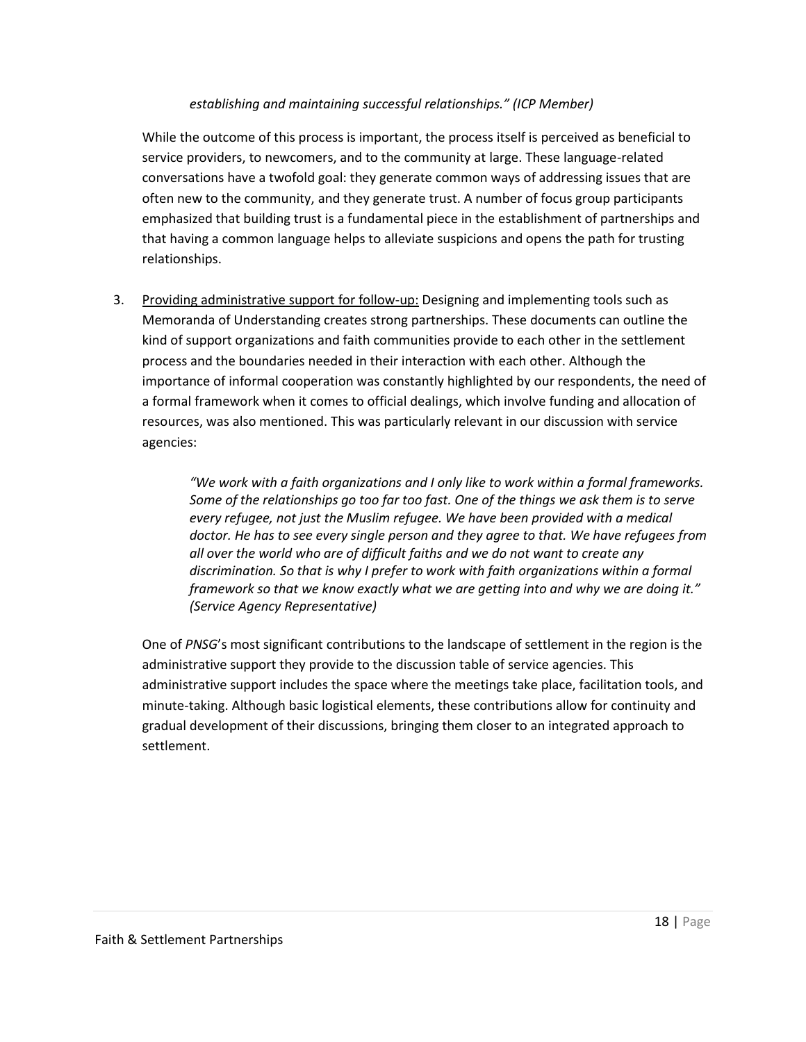> *establishing and maintaining successful relationships." (ICP Member)*

While the outcome of this process is important, the process itself is perceived as beneficial to service providers, to newcomers, and to the community at large. These language-related conversations have a twofold goal: they generate common ways of addressing issues that are often new to the community, and they generate trust. A number of focus group participants emphasized that building trust is a fundamental piece in the establishment of partnerships and that having a common language helps to alleviate suspicions and opens the path for trusting relationships.

3. <u>Providing administrative support for follow-up:</u> Designing and implementing tools such as Memoranda of Understanding creates strong partnerships. These documents can outline the kind of support organizations and faith communities provide to each other in the settlement process and the boundaries needed in their interaction with each other. Although the importance of informal cooperation was constantly highlighted by our respondents, the need of a formal framework when it comes to official dealings, which involve funding and allocation of resources, was also mentioned. This was particularly relevant in our discussion with service agencies:

> *"We work with a faith organizations and I only like to work within a formal frameworks. Some of the relationships go too far too fast. One of the things we ask them is to serve every refugee, not just the Muslim refugee. We have been provided with a medical doctor. He has to see every single person and they agree to that. We have refugees from all over the world who are of difficult faiths and we do not want to create any discrimination. So that is why I prefer to work with faith organizations within a formal framework so that we know exactly what we are getting into and why we are doing it." (Service Agency Representative)*

One of *PNSG*'s most significant contributions to the landscape of settlement in the region is the administrative support they provide to the discussion table of service agencies. This administrative support includes the space where the meetings take place, facilitation tools, and minute-taking. Although basic logistical elements, these contributions allow for continuity and gradual development of their discussions, bringing them closer to an integrated approach to settlement.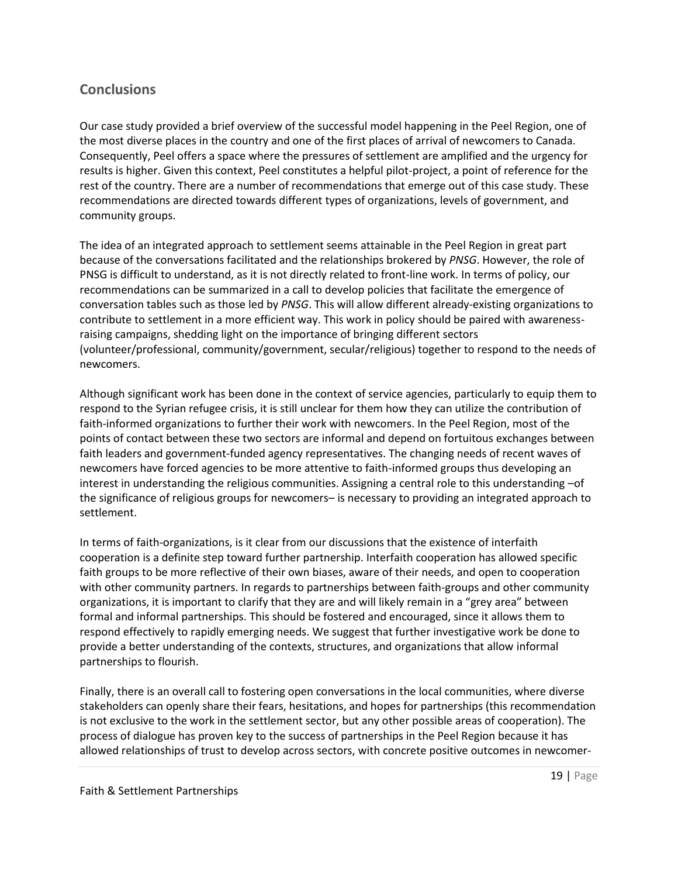## Conclusions

Our case study provided a brief overview of the successful model happening in the Peel Region, one of the most diverse places in the country and one of the first places of arrival of newcomers to Canada. Consequently, Peel offers a space where the pressures of settlement are amplified and the urgency for results is higher. Given this context, Peel constitutes a helpful pilot-project, a point of reference for the rest of the country. There are a number of recommendations that emerge out of this case study. These recommendations are directed towards different types of organizations, levels of government, and community groups.

The idea of an integrated approach to settlement seems attainable in the Peel Region in great part because of the conversations facilitated and the relationships brokered by *PNSG*. However, the role of PNSG is difficult to understand, as it is not directly related to front-line work. In terms of policy, our recommendations can be summarized in a call to develop policies that facilitate the emergence of conversation tables such as those led by *PNSG*. This will allow different already-existing organizations to contribute to settlement in a more efficient way. This work in policy should be paired with awareness-raising campaigns, shedding light on the importance of bringing different sectors (volunteer/professional, community/government, secular/religious) together to respond to the needs of newcomers.

Although significant work has been done in the context of service agencies, particularly to equip them to respond to the Syrian refugee crisis, it is still unclear for them how they can utilize the contribution of faith-informed organizations to further their work with newcomers. In the Peel Region, most of the points of contact between these two sectors are informal and depend on fortuitous exchanges between faith leaders and government-funded agency representatives. The changing needs of recent waves of newcomers have forced agencies to be more attentive to faith-informed groups thus developing an interest in understanding the religious communities. Assigning a central role to this understanding –of the significance of religious groups for newcomers– is necessary to providing an integrated approach to settlement.

In terms of faith-organizations, is it clear from our discussions that the existence of interfaith cooperation is a definite step toward further partnership. Interfaith cooperation has allowed specific faith groups to be more reflective of their own biases, aware of their needs, and open to cooperation with other community partners. In regards to partnerships between faith-groups and other community organizations, it is important to clarify that they are and will likely remain in a "grey area" between formal and informal partnerships. This should be fostered and encouraged, since it allows them to respond effectively to rapidly emerging needs. We suggest that further investigative work be done to provide a better understanding of the contexts, structures, and organizations that allow informal partnerships to flourish.

Finally, there is an overall call to fostering open conversations in the local communities, where diverse stakeholders can openly share their fears, hesitations, and hopes for partnerships (this recommendation is not exclusive to the work in the settlement sector, but any other possible areas of cooperation). The process of dialogue has proven key to the success of partnerships in the Peel Region because it has allowed relationships of trust to develop across sectors, with concrete positive outcomes in newcomer-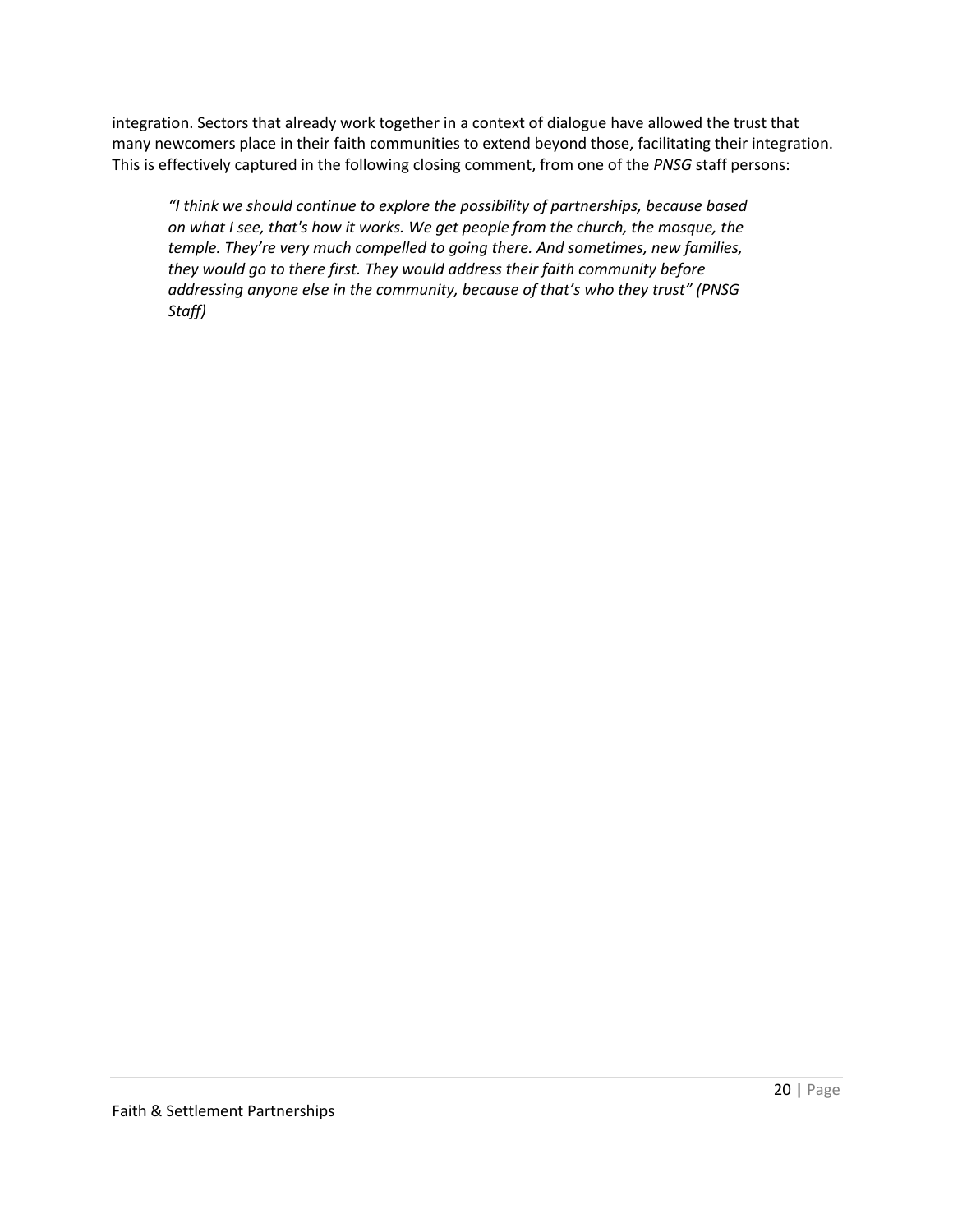integration. Sectors that already work together in a context of dialogue have allowed the trust that many newcomers place in their faith communities to extend beyond those, facilitating their integration. This is effectively captured in the following closing comment, from one of the *PNSG* staff persons:

> *"I think we should continue to explore the possibility of partnerships, because based on what I see, that's how it works. We get people from the church, the mosque, the temple. They're very much compelled to going there. And sometimes, new families, they would go to there first. They would address their faith community before addressing anyone else in the community, because of that's who they trust" (PNSG Staff)*